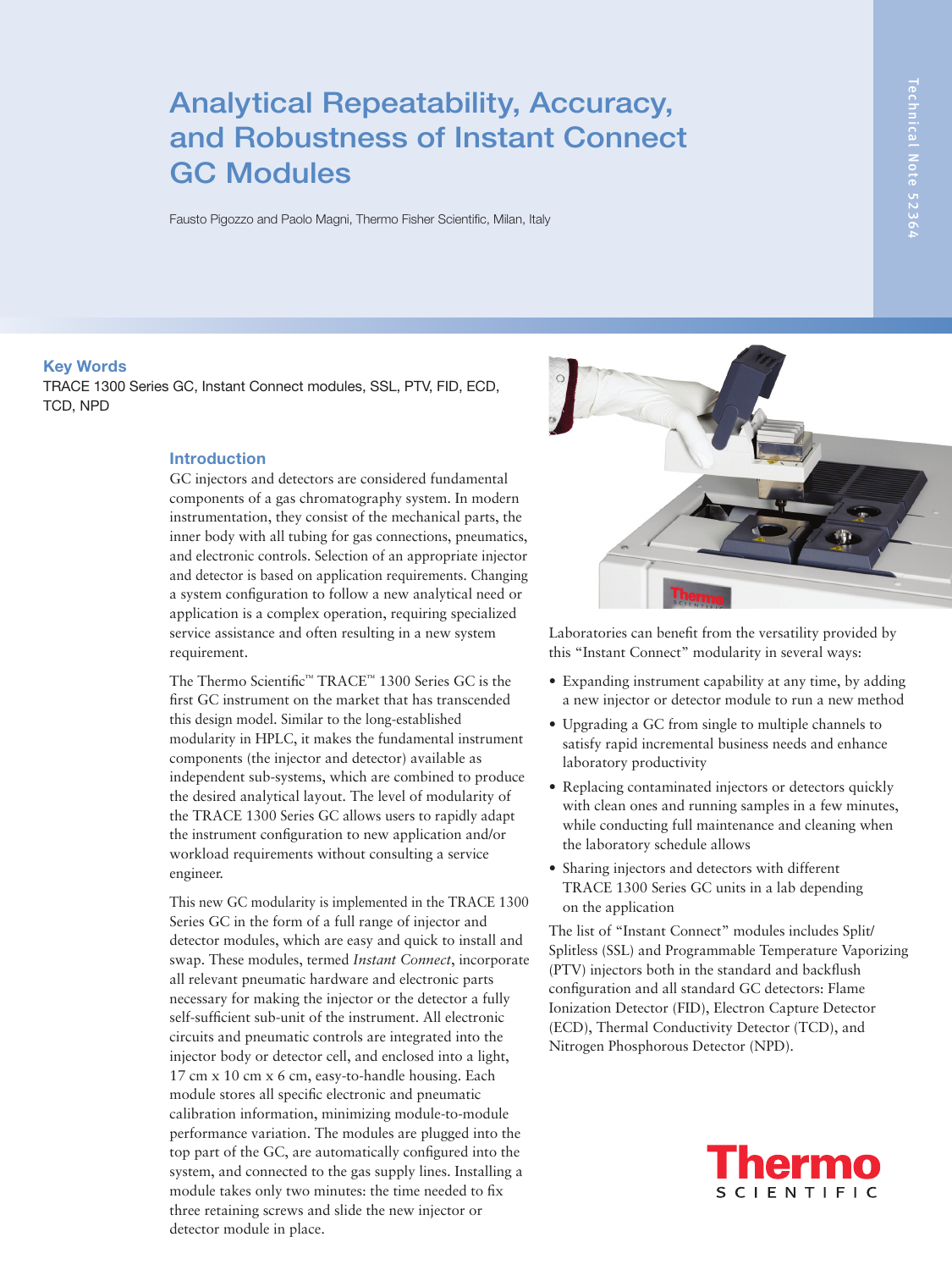# Analytical Repeatability, Accuracy, and Robustness of Instant Connect GC Modules

Fausto Pigozzo and Paolo Magni, Thermo Fisher Scientific, Milan, Italy

Technical Note 52364

## Key Words

TRACE 1300 Series GC, Instant Connect modules, SSL, PTV, FID, ECD, TCD, NPD

## Introduction

GC injectors and detectors are considered fundamental components of a gas chromatography system. In modern instrumentation, they consist of the mechanical parts, the inner body with all tubing for gas connections, pneumatics, and electronic controls. Selection of an appropriate injector and detector is based on application requirements. Changing a system configuration to follow a new analytical need or application is a complex operation, requiring specialized service assistance and often resulting in a new system requirement.

The Thermo Scientific™ TRACE™ 1300 Series GC is the first GC instrument on the market that has transcended this design model. Similar to the long-established modularity in HPLC, it makes the fundamental instrument components (the injector and detector) available as independent sub-systems, which are combined to produce the desired analytical layout. The level of modularity of the TRACE 1300 Series GC allows users to rapidly adapt the instrument configuration to new application and/or workload requirements without consulting a service engineer.

This new GC modularity is implemented in the TRACE 1300 Series GC in the form of a full range of injector and detector modules, which are easy and quick to install and swap. These modules, termed *Instant Connect*, incorporate all relevant pneumatic hardware and electronic parts necessary for making the injector or the detector a fully self-sufficient sub-unit of the instrument. All electronic circuits and pneumatic controls are integrated into the injector body or detector cell, and enclosed into a light, 17 cm x 10 cm x 6 cm, easy-to-handle housing. Each module stores all specific electronic and pneumatic calibration information, minimizing module-to-module performance variation. The modules are plugged into the top part of the GC, are automatically configured into the system, and connected to the gas supply lines. Installing a module takes only two minutes: the time needed to fix three retaining screws and slide the new injector or detector module in place.

Laboratories can benefit from the versatility provided by this "Instant Connect" modularity in several ways:

- Expanding instrument capability at any time, by adding a new injector or detector module to run a new method
- Upgrading a GC from single to multiple channels to satisfy rapid incremental business needs and enhance laboratory productivity
- Replacing contaminated injectors or detectors quickly with clean ones and running samples in a few minutes, while conducting full maintenance and cleaning when the laboratory schedule allows
- Sharing injectors and detectors with different TRACE 1300 Series GC units in a lab depending on the application

The list of "Instant Connect" modules includes Split/Splitless (SSL) and Programmable Temperature Vaporizing (PTV) injectors both in the standard and backflush configuration and all standard GC detectors: Flame Ionization Detector (FID), Electron Capture Detector (ECD), Thermal Conductivity Detector (TCD), and Nitrogen Phosphorous Detector (NPD).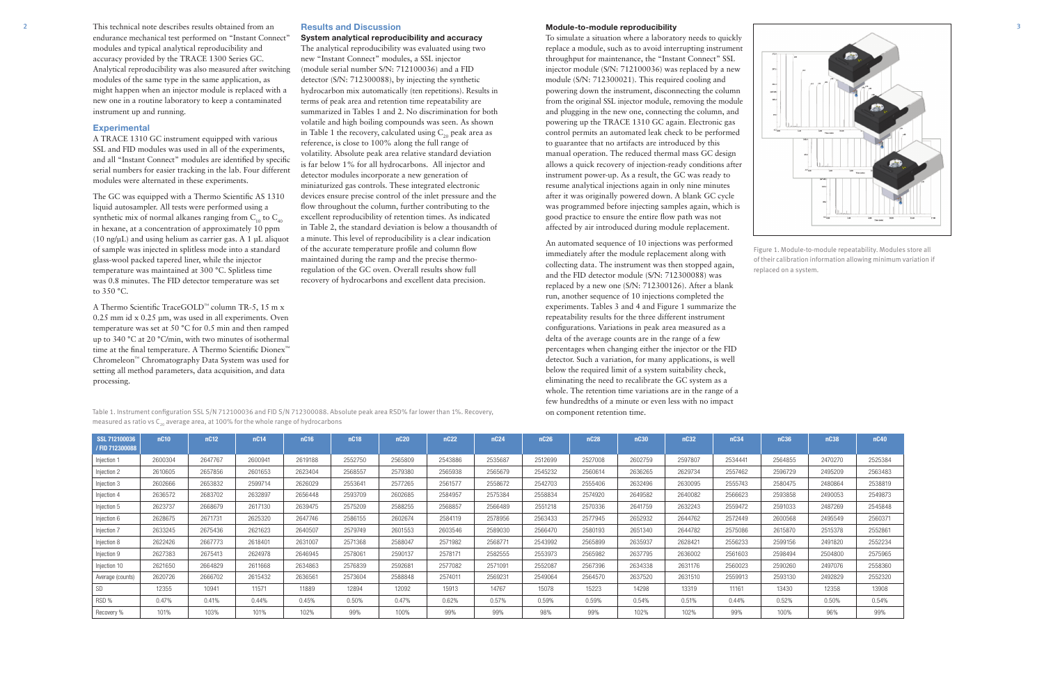This technical note describes results obtained from an endurance mechanical test performed on "Instant Connect" modules and typical analytical reproducibility and accuracy provided by the TRACE 1300 Series GC. Analytical reproducibility was also measured after switching modules of the same type in the same application, as might happen when an injector module is replaced with a new one in a routine laboratory to keep a contaminated instrument up and running.

## Experimental

A TRACE 1310 GC instrument equipped with various SSL and FID modules was used in all of the experiments, and all "Instant Connect" modules are identified by specific serial numbers for easier tracking in the lab. Four different modules were alternated in these experiments.

The GC was equipped with a Thermo Scientific AS 1310 liquid autosampler. All tests were performed using a synthetic mix of normal alkanes ranging from $C_{10}$ to $C_{40}$ in hexane, at a concentration of approximately 10 ppm (10 ng/µL) and using helium as carrier gas. A 1 µL aliquot of sample was injected in splitless mode into a standard glass-wool packed tapered liner, while the injector temperature was maintained at 300 °C. Splitless time was 0.8 minutes. The FID detector temperature was set to 350 °C.

A Thermo Scientific TraceGOLD™ column TR-5, 15 m x 0.25 mm id x 0.25 µm, was used in all experiments. Oven temperature was set at 50 °C for 0.5 min and then ramped up to 340 °C at 20 °C/min, with two minutes of isothermal time at the final temperature. A Thermo Scientific Dionex™ Chromeleon™ Chromatography Data System was used for setting all method parameters, data acquisition, and data processing.

## Results and Discussion

### System analytical reproducibility and accuracy

The analytical reproducibility was evaluated using two new "Instant Connect" modules, a SSL injector (module serial number S/N: 712100036) and a FID detector (S/N: 712300088), by injecting the synthetic hydrocarbon mix automatically (ten repetitions). Results in terms of peak area and retention time repeatability are summarized in Tables 1 and 2. No discrimination for both volatile and high boiling compounds was seen. As shown in Table 1 the recovery, calculated using $C_{20}$ peak area as reference, is close to 100% along the full range of volatility. Absolute peak area relative standard deviation is far below 1% for all hydrocarbons. All injector and detector modules incorporate a new generation of miniaturized gas controls. These integrated electronic devices ensure precise control of the inlet pressure and the flow throughout the column, further contributing to the excellent reproducibility of retention times. As indicated in Table 2, the standard deviation is below a thousandth of a minute. This level of reproducibility is a clear indication of the accurate temperature profile and column flow maintained during the ramp and the precise thermo-regulation of the GC oven. Overall results show full recovery of hydrocarbons and excellent data precision.

### Module-to-module reproducibility

To simulate a situation where a laboratory needs to quickly replace a module, such as to avoid interrupting instrument throughput for maintenance, the "Instant Connect" SSL injector module (S/N: 712100036) was replaced by a new module (S/N: 712300021). This required cooling and powering down the instrument, disconnecting the column from the original SSL injector module, removing the module and plugging in the new one, connecting the column, and powering up the TRACE 1310 GC again. Electronic gas control permits an automated leak check to be performed to guarantee that no artifacts are introduced by this manual operation. The reduced thermal mass GC design allows a quick recovery of injection-ready conditions after instrument power-up. As a result, the GC was ready to resume analytical injections again in only nine minutes after it was originally powered down. A blank GC cycle was programmed before injecting samples again, which is good practice to ensure the entire flow path was not affected by air introduced during module replacement.

An automated sequence of 10 injections was performed immediately after the module replacement along with collecting data. The instrument was then stopped again, and the FID detector module (S/N: 712300088) was replaced by a new one (S/N: 712300126). After a blank run, another sequence of 10 injections completed the experiments. Tables 3 and 4 and Figure 1 summarize the repeatability results for the three different instrument configurations. Variations in peak area measured as a delta of the average counts are in the range of a few percentages when changing either the injector or the FID detector. Such a variation, for many applications, is well below the required limit of a system suitability check, eliminating the need to recalibrate the GC system as a whole. The retention time variations are in the range of a few hundredths of a minute or even less with no impact on component retention time.

Figure 1. Module-to-module repeatability. Modules store all of their calibration information allowing minimum variation if replaced on a system.

Table 1. Instrument configuration SSL S/N 712100036 and FID S/N 712300088. Absolute peak area RSD% far lower than 1%. Recovery, measured as ratio vs $C_{20}$ average area, at 100% for the whole range of hydrocarbons

| SSL 712100036 / FID 712300088 | nC10 | nC12 | nC14 | nC16 | nC18 | nC20 | nC22 | nC24 | nC26 | nC28 | nC30 | nC32 | nC34 | nC36 | nC38 | nC40 |
|---|---|---|---|---|---|---|---|---|---|---|---|---|---|---|---|---|
| Injection 1 | 2600304 | 2647767 | 2600941 | 2619188 | 2552750 | 2565809 | 2543886 | 2535687 | 2512699 | 2527008 | 2602759 | 2597807 | 2534441 | 2564855 | 2470270 | 2525384 |
| Injection 2 | 2610605 | 2657856 | 2601653 | 2623404 | 2568557 | 2579380 | 2565938 | 2565679 | 2545232 | 2560614 | 2636265 | 2629734 | 2557462 | 2596729 | 2495209 | 2563483 |
| Injection 3 | 2602666 | 2653832 | 2599714 | 2626029 | 2553641 | 2577265 | 2561577 | 2558672 | 2542703 | 2555406 | 2632496 | 2630095 | 2555743 | 2580475 | 2480864 | 2538819 |
| Injection 4 | 2636572 | 2683702 | 2632897 | 2652494 | 2593709 | 2602685 | 2584957 | 2575384 | 2558834 | 2574920 | 2649582 | 2640082 | 2566623 | 2593858 | 2490053 | 2549873 |
| Injection 5 | 2623737 | 2668679 | 2617130 | 2639475 | 2575209 | 2588255 | 2568857 | 2566489 | 2551218 | 2570336 | 2641759 | 2632243 | 2559472 | 2591033 | 2487269 | 2545848 |
| Injection 6 | 2628675 | 2671731 | 2625320 | 2647746 | 2586155 | 2602674 | 2584119 | 2578956 | 2563433 | 2577945 | 2652932 | 2644762 | 2572449 | 2600568 | 2495549 | 2560371 |
| Injection 7 | 2633245 | 2675436 | 2621623 | 2640507 | 2579749 | 2601553 | 2603546 | 2589030 | 2566470 | 2580193 | 2651340 | 2644782 | 2575086 | 2615870 | 2515378 | 2552861 |
| Injection 8 | 2622426 | 2667773 | 2618401 | 2631007 | 2571368 | 2588047 | 2571982 | 2568771 | 2543992 | 2565899 | 2635937 | 2628421 | 2556233 | 2599156 | 2491820 | 2552234 |
| Injection 9 | 2627383 | 2675413 | 2624978 | 2646945 | 2578061 | 2590137 | 2578171 | 2582555 | 2553973 | 2565982 | 2637795 | 2636002 | 2561603 | 2598494 | 2504800 | 2575965 |
| Injection 10 | 2621650 | 2664829 | 2611668 | 2634863 | 2576839 | 2592681 | 2577082 | 2571091 | 2552087 | 2567396 | 2634338 | 2631510 | 2560023 | 2590260 | 2497076 | 2558360 |
| Average (counts) | 2620726 | 2666702 | 2615432 | 2636561 | 2573604 | 2588848 | 2574011 | 2569231 | 2549064 | 2564570 | 2637520 | 2631176 | 2559913 | 2593130 | 2492829 | 2552320 |
| SD | 12355 | 10941 | 11571 | 11889 | 12894 | 12092 | 15913 | 14767 | 15078 | 15223 | 14298 | 13319 | 11161 | 13430 | 12358 | 13908 |
| RSD % | 0.47% | 0.41% | 0.44% | 0.45% | 0.50% | 0.47% | 0.62% | 0.57% | 0.59% | 0.59% | 0.54% | 0.51% | 0.44% | 0.52% | 0.50% | 0.54% |
| Recovery % | 101% | 103% | 101% | 102% | 99% | 100% | 99% | 99% | 98% | 99% | 102% | 102% | 99% | 100% | 96% | 99% |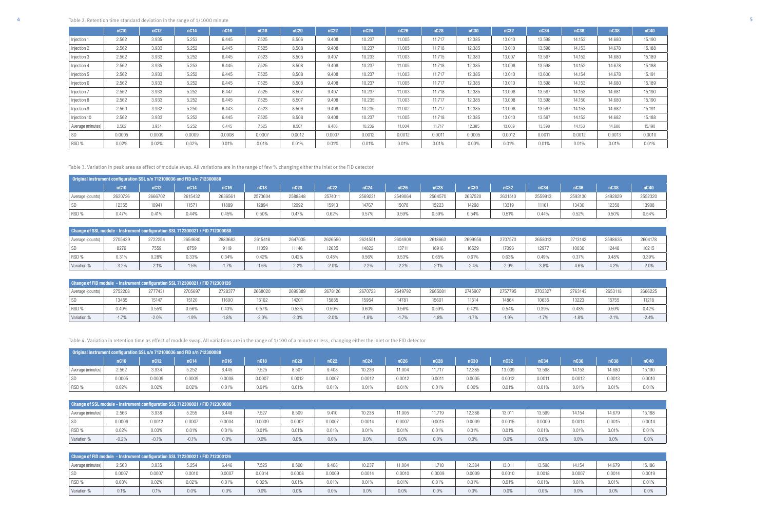Table 2. Retention time standard deviation in the range of 1/1000 minute

| | nC10 | nC12 | nC14 | nC16 | nC18 | nC20 | nC22 | nC24 | nC26 | nC28 | nC30 | nC32 | nC34 | nC36 | nC38 | nC40 |
|---|---|---|---|---|---|---|---|---|---|---|---|---|---|---|---|---|
| Injection 1 | 2.562 | 3.935 | 5.253 | 6.445 | 7.525 | 8.506 | 9.408 | 10.237 | 11.005 | 11.717 | 12.385 | 13.010 | 13.598 | 14.153 | 14.680 | 15.190 |
| Injection 2 | 2.562 | 3.933 | 5.252 | 6.445 | 7.525 | 8.508 | 9.408 | 10.237 | 11.005 | 11.718 | 12.385 | 13.010 | 13.598 | 14.153 | 14.678 | 15.188 |
| Injection 3 | 2.562 | 3.933 | 5.252 | 6.445 | 7.523 | 8.505 | 9.407 | 10.233 | 11.003 | 11.715 | 12.383 | 13.007 | 13.597 | 14.152 | 14.680 | 15.189 |
| Injection 4 | 2.562 | 3.935 | 5.253 | 6.445 | 7.525 | 8.508 | 9.408 | 10.237 | 11.005 | 11.718 | 12.385 | 13.008 | 13.598 | 14.152 | 14.678 | 15.188 |
| Injection 5 | 2.562 | 3.933 | 5.252 | 6.445 | 7.525 | 8.508 | 9.408 | 10.237 | 11.003 | 11.717 | 12.385 | 13.010 | 13.600 | 14.154 | 14.678 | 15.191 |
| Injection 6 | 2.562 | 3.933 | 5.252 | 6.445 | 7.525 | 8.508 | 9.408 | 10.237 | 11.005 | 11.717 | 12.385 | 13.010 | 13.598 | 14.153 | 14.680 | 15.189 |
| Injection 7 | 2.562 | 3.933 | 5.252 | 6.447 | 7.525 | 8.507 | 9.407 | 10.237 | 11.003 | 11.718 | 12.385 | 13.008 | 13.597 | 14.153 | 14.681 | 15.190 |
| Injection 8 | 2.562 | 3.933 | 5.252 | 6.445 | 7.525 | 8.507 | 9.408 | 10.235 | 11.003 | 11.717 | 12.385 | 13.008 | 13.598 | 14.150 | 14.680 | 15.190 |
| Injection 9 | 2.560 | 3.932 | 5.250 | 6.443 | 7.523 | 8.506 | 9.408 | 10.235 | 11.002 | 11.717 | 12.385 | 13.008 | 13.597 | 14.153 | 14.682 | 15.191 |
| Injection 10 | 2.562 | 3.933 | 5.252 | 6.445 | 7.525 | 8.508 | 9.408 | 10.237 | 11.005 | 11.718 | 12.385 | 13.010 | 13.597 | 14.152 | 14.682 | 15.188 |
| Average (minutes) | 2.562 | 3.934 | 5.252 | 6.445 | 7.525 | 8.507 | 9.408 | 10.236 | 11.004 | 11.717 | 12.385 | 13.009 | 13.598 | 14.153 | 14.680 | 15.190 |
| SD | 0.0005 | 0.0009 | 0.0009 | 0.0008 | 0.0007 | 0.0012 | 0.0007 | 0.0012 | 0.0012 | 0.0011 | 0.0005 | 0.0012 | 0.0011 | 0.0012 | 0.0013 | 0.0010 |
| RSD % | 0.02% | 0.02% | 0.02% | 0.01% | 0.01% | 0.01% | 0.01% | 0.01% | 0.01% | 0.01% | 0.00% | 0.01% | 0.01% | 0.01% | 0.01% | 0.01% |

Table 3. Variation in peak area as effect of module swap. All variations are in the range of few % changing either the inlet or the FID detector

| Original instrument configuration SSL s/n 712100036 and FID s/n 712300088 | | | | | | | | | | | | | | | | |
|---|---|---|---|---|---|---|---|---|---|---|---|---|---|---|---|---|
| | nC10 | nC12 | nC14 | nC16 | nC18 | nC20 | nC22 | nC24 | nC26 | nC28 | nC30 | nC32 | nC34 | nC36 | nC38 | nC40 |
| Average (counts) | 2620726 | 2666702 | 2615432 | 2636561 | 2573604 | 2588848 | 2574011 | 2569231 | 2549064 | 2564570 | 2637520 | 2631510 | 2559913 | 2593130 | 2492829 | 2552320 |
| SD | 12355 | 10941 | 11571 | 11889 | 12894 | 12092 | 15913 | 14767 | 15078 | 15223 | 14298 | 13319 | 11161 | 13430 | 12358 | 13908 |
| RSD % | 0.47% | 0.41% | 0.44% | 0.45% | 0.50% | 0.47% | 0.62% | 0.57% | 0.59% | 0.59% | 0.54% | 0.51% | 0.44% | 0.52% | 0.50% | 0.54% |

| Change of SSL module - Instrument configuration SSL 712300021 / FID 712300088 | | | | | | | | | | | | | | | | |
|---|---|---|---|---|---|---|---|---|---|---|---|---|---|---|---|---|
| Average (counts) | 2705439 | 2722254 | 2654680 | 2680682 | 2615418 | 2647035 | 2626550 | 2624551 | 2604909 | 2618663 | 2699958 | 2707570 | 2658013 | 2713142 | 2598635 | 2604178 |
| SD | 8276 | 7559 | 8759 | 9119 | 11059 | 11146 | 12635 | 14822 | 13711 | 16916 | 16529 | 17096 | 12977 | 10030 | 12448 | 10215 |
| RSD % | 0.31% | 0.28% | 0.33% | 0.34% | 0.42% | 0.42% | 0.48% | 0.56% | 0.53% | 0.65% | 0.61% | 0.63% | 0.49% | 0.37% | 0.48% | 0.39% |
| Variation % | -3.2% | -2.1% | -1.5% | -1.7% | -1.6% | -2.2% | -2.0% | -2.2% | -2.2% | -2.1% | -2.4% | -2.9% | -3.8% | -4.6% | -4.2% | -2.0% |

| Change of FID module - Instrument configuration SSL 712300021 / FID 712300126 | | | | | | | | | | | | | | | | |
|---|---|---|---|---|---|---|---|---|---|---|---|---|---|---|---|---|
| Average (counts) | 2752208 | 2777431 | 2705697 | 2728377 | 2668020 | 2699389 | 2678126 | 2670723 | 2649792 | 2665081 | 2745907 | 2757795 | 2703327 | 2763143 | 2653118 | 2666225 |
| SD | 13455 | 15147 | 15120 | 11600 | 15162 | 14201 | 15885 | 15954 | 14781 | 15601 | 11514 | 14864 | 10635 | 13223 | 15755 | 11218 |
| RSD % | 0.49% | 0.55% | 0.56% | 0.43% | 0.57% | 0.53% | 0.59% | 0.60% | 0.56% | 0.59% | 0.42% | 0.54% | 0.39% | 0.48% | 0.59% | 0.42% |
| Variation % | -1.7% | -2.0% | -1.9% | -1.8% | -2.0% | -2.0% | -2.0% | -1.8% | -1.7% | -1.8% | -1.7% | -1.9% | -1.7% | -1.8% | -2.1% | -2.4% |

Table 4. Variation in retention time as effect of module swap. All variations are in the range of 1/100 of a minute or less, changing either the inlet or the FID detector

| Original instrument configuration SSL s/n 712100036 and FID s/n 712300088 | | | | | | | | | | | | | | | | |
|---|---|---|---|---|---|---|---|---|---|---|---|---|---|---|---|---|
| | nC10 | nC12 | nC14 | nC16 | nC18 | nC20 | nC22 | nC24 | nC26 | nC28 | nC30 | nC32 | nC34 | nC36 | nC38 | nC40 |
| Average (minutes) | 2.562 | 3.934 | 5.252 | 6.445 | 7.525 | 8.507 | 9.408 | 10.236 | 11.004 | 11.717 | 12.385 | 13.009 | 13.598 | 14.153 | 14.680 | 15.190 |
| SD | 0.0005 | 0.0009 | 0.0009 | 0.0008 | 0.0007 | 0.0012 | 0.0007 | 0.0012 | 0.0012 | 0.0011 | 0.0005 | 0.0012 | 0.0011 | 0.0012 | 0.0013 | 0.0010 |
| RSD % | 0.02% | 0.02% | 0.02% | 0.01% | 0.01% | 0.01% | 0.01% | 0.01% | 0.01% | 0.01% | 0.00% | 0.01% | 0.01% | 0.01% | 0.01% | 0.01% |

| Change of SSL module - Instrument configuration SSL 712300021 / FID 712300088 | | | | | | | | | | | | | | | | |
|---|---|---|---|---|---|---|---|---|---|---|---|---|---|---|---|---|
| Average (minutes) | 2.566 | 3.938 | 5.255 | 6.448 | 7.527 | 8.509 | 9.410 | 10.238 | 11.005 | 11.719 | 12.386 | 13.011 | 13.599 | 14.154 | 14.679 | 15.188 |
| SD | 0.0006 | 0.0012 | 0.0007 | 0.0004 | 0.0009 | 0.0007 | 0.0007 | 0.0014 | 0.0007 | 0.0015 | 0.0009 | 0.0015 | 0.0009 | 0.0014 | 0.0015 | 0.0014 |
| RSD % | 0.02% | 0.03% | 0.01% | 0.01% | 0.01% | 0.01% | 0.01% | 0.01% | 0.01% | 0.01% | 0.01% | 0.01% | 0.01% | 0.01% | 0.01% | 0.01% |
| Variation % | -0.2% | -0.1% | -0.1% | 0.0% | 0.0% | 0.0% | 0.0% | 0.0% | 0.0% | 0.0% | 0.0% | 0.0% | 0.0% | 0.0% | 0.0% | 0.0% |

| Change of FID module - Instrument configuration SSL 712300021 / FID 712300126 | | | | | | | | | | | | | | | | |
|---|---|---|---|---|---|---|---|---|---|---|---|---|---|---|---|---|
| Average (minutes) | 2.563 | 3.935 | 5.254 | 6.446 | 7.525 | 8.508 | 9.408 | 10.237 | 11.004 | 11.718 | 12.384 | 13.011 | 13.598 | 14.154 | 14.679 | 15.186 |
| SD | 0.0007 | 0.0007 | 0.0010 | 0.0007 | 0.0014 | 0.0008 | 0.0009 | 0.0014 | 0.0010 | 0.0009 | 0.0009 | 0.0010 | 0.0018 | 0.0007 | 0.0014 | 0.0019 |
| RSD % | 0.03% | 0.02% | 0.02% | 0.01% | 0.02% | 0.01% | 0.01% | 0.01% | 0.01% | 0.01% | 0.01% | 0.01% | 0.01% | 0.01% | 0.01% | 0.01% |
| Variation % | 0.1% | 0.1% | 0.0% | 0.0% | 0.0% | 0.0% | 0.0% | 0.0% | 0.0% | 0.0% | 0.0% | 0.0% | 0.0% | 0.0% | 0.0% | 0.0% |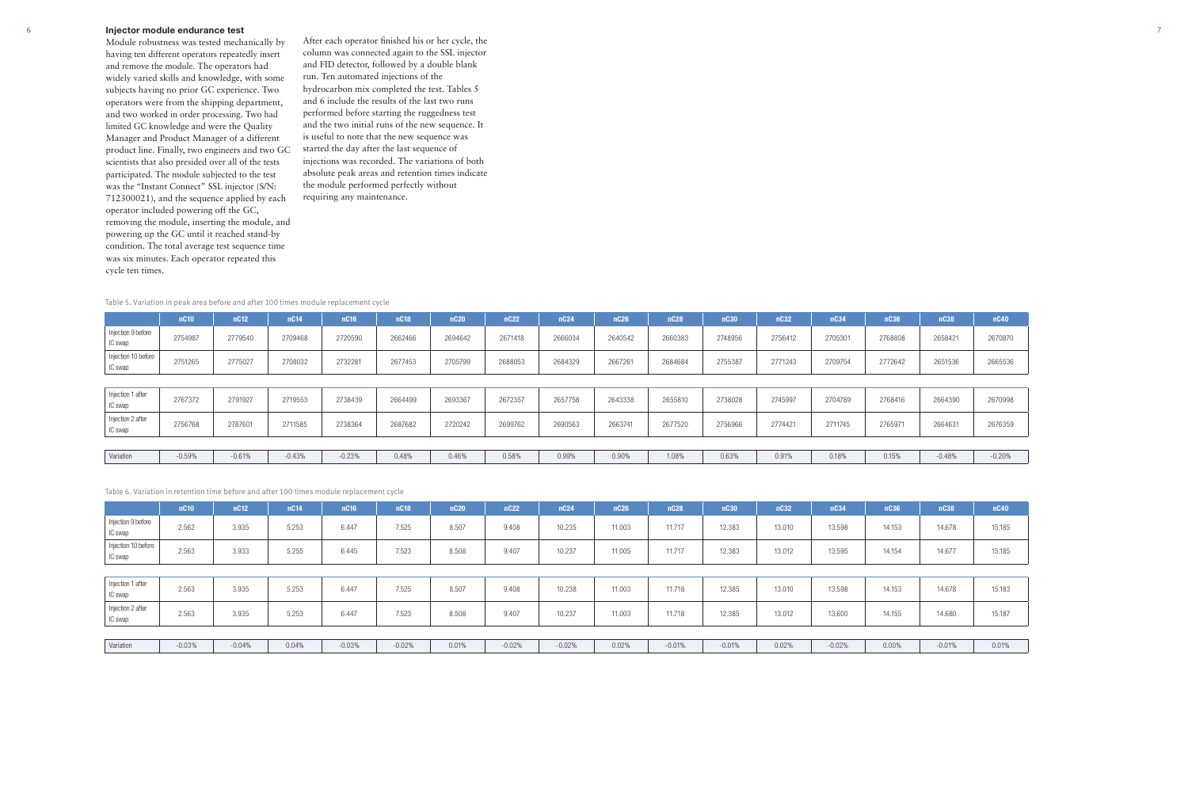### Injector module endurance test

Module robustness was tested mechanically by having ten different operators repeatedly insert and remove the module. The operators had widely varied skills and knowledge, with some subjects having no prior GC experience. Two operators were from the shipping department, and two worked in order processing. Two had limited GC knowledge and were the Quality Manager and Product Manager of a different product line. Finally, two engineers and two GC scientists that also presided over all of the tests participated. The module subjected to the test was the "Instant Connect" SSL injector (S/N: 712300021), and the sequence applied by each operator included powering off the GC, removing the module, inserting the module, and powering up the GC until it reached stand-by condition. The total average test sequence time was six minutes. Each operator repeated this cycle ten times.

After each operator finished his or her cycle, the column was connected again to the SSL injector and FID detector, followed by a double blank run. Ten automated injections of the hydrocarbon mix completed the test. Tables 5 and 6 include the results of the last two runs performed before starting the ruggedness test and the two initial runs of the new sequence. It is useful to note that the new sequence was started the day after the last sequence of injections was recorded. The variations of both absolute peak areas and retention times indicate the module performed perfectly without requiring any maintenance.

Table 5. Variation in peak area before and after 100 times module replacement cycle

| | nC10 | nC12 | nC14 | nC16 | nC18 | nC20 | nC22 | nC24 | nC26 | nC28 | nC30 | nC32 | nC34 | nC36 | nC38 | nC40 |
|---|---|---|---|---|---|---|---|---|---|---|---|---|---|---|---|---|
| Injection 9 before IC swap | 2754987 | 2779540 | 2709468 | 2720590 | 2662466 | 2694642 | 2671418 | 2666034 | 2640542 | 2660383 | 2748956 | 2756412 | 2705301 | 2768808 | 2658421 | 2670870 |
| Injection 10 before IC swap | 2751265 | 2775027 | 2708032 | 2732281 | 2677453 | 2705799 | 2688053 | 2684329 | 2667261 | 2684684 | 2755387 | 2771243 | 2709754 | 2772642 | 2651536 | 2665536 |
| Injection 1 after IC swap | 2767372 | 2791927 | 2719553 | 2738439 | 2664499 | 2693367 | 2672357 | 2657758 | 2643338 | 2655810 | 2738028 | 2745997 | 2704789 | 2768416 | 2664390 | 2670998 |
| Injection 2 after IC swap | 2756768 | 2787601 | 2711585 | 2738364 | 2687682 | 2720242 | 2699762 | 2690563 | 2663741 | 2677520 | 2756966 | 2774421 | 2711745 | 2765971 | 2664631 | 2676359 |
| Variation | -0.59% | -0.61% | -0.43% | -0.23% | 0.48% | 0.46% | 0.58% | 0.99% | 0.90% | 1.08% | 0.63% | 0.91% | 0.18% | 0.15% | -0.48% | -0.20% |

Table 6. Variation in retention time before and after 100 times module replacement cycle

| | nC10 | nC12 | nC14 | nC16 | nC18 | nC20 | nC22 | nC24 | nC26 | nC28 | nC30 | nC32 | nC34 | nC36 | nC38 | nC40 |
|---|---|---|---|---|---|---|---|---|---|---|---|---|---|---|---|---|
| Injection 9 before IC swap | 2.562 | 3.935 | 5.253 | 6.447 | 7.525 | 8.507 | 9.408 | 10.235 | 11.003 | 11.717 | 12.383 | 13.010 | 13.598 | 14.153 | 14.678 | 15.185 |
| Injection 10 before IC swap | 2.563 | 3.933 | 5.255 | 6.445 | 7.523 | 8.508 | 9.407 | 10.237 | 11.005 | 11.717 | 12.383 | 13.012 | 13.595 | 14.154 | 14.677 | 15.185 |
| Injection 1 after IC swap | 2.563 | 3.935 | 5.253 | 6.447 | 7.525 | 8.507 | 9.408 | 10.238 | 11.003 | 11.718 | 12.385 | 13.010 | 13.598 | 14.153 | 14.678 | 15.183 |
| Injection 2 after IC swap | 2.563 | 3.935 | 5.253 | 6.447 | 7.523 | 8.508 | 9.407 | 10.237 | 11.003 | 11.718 | 12.385 | 13.012 | 13.600 | 14.155 | 14.680 | 15.187 |
| Variation | -0.03% | -0.04% | 0.04% | -0.03% | -0.02% | 0.01% | -0.02% | -0.02% | 0.02% | -0.01% | -0.01% | 0.02% | -0.02% | 0.00% | -0.01% | 0.01% |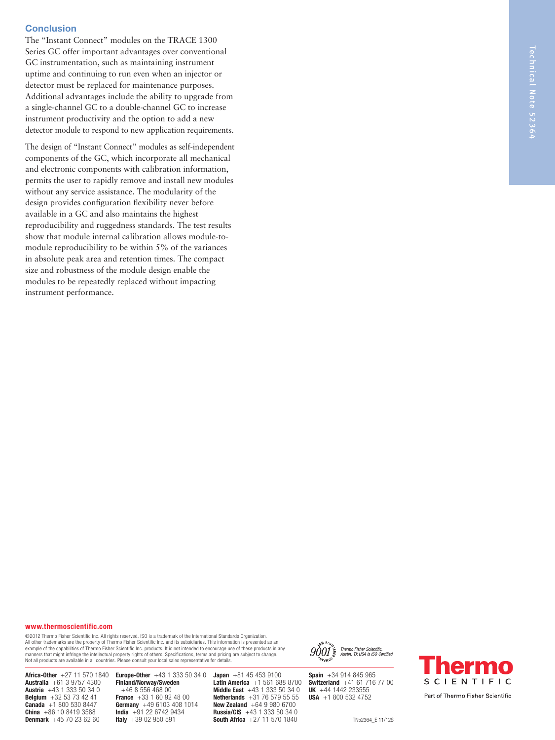## Conclusion

The "Instant Connect" modules on the TRACE 1300 Series GC offer important advantages over conventional GC instrumentation, such as maintaining instrument uptime and continuing to run even when an injector or detector must be replaced for maintenance purposes. Additional advantages include the ability to upgrade from a single-channel GC to a double-channel GC to increase instrument productivity and the option to add a new detector module to respond to new application requirements.

The design of "Instant Connect" modules as self-independent components of the GC, which incorporate all mechanical and electronic components with calibration information, permits the user to rapidly remove and install new modules without any service assistance. The modularity of the design provides configuration flexibility never before available in a GC and also maintains the highest reproducibility and ruggedness standards. The test results show that module internal calibration allows module-to-module reproducibility to be within 5% of the variances in absolute peak area and retention times. The compact size and robustness of the module design enable the modules to be repeatedly replaced without impacting instrument performance.

**www.thermoscientific.com**

©2012 Thermo Fisher Scientific Inc. All rights reserved. ISO is a trademark of the International Standards Organization. All other trademarks are the property of Thermo Fisher Scientific Inc. and its subsidiaries. This information is presented as an example of the capabilities of Thermo Fisher Scientific Inc. products. It is not intended to encourage use of these products in any manners that might infringe the intellectual property rights of others. Specifications, terms and pricing are subject to change. Not all products are available in all countries. Please consult your local sales representative for details.

*Thermo Fisher Scientific, Austin, TX USA is ISO Certified.*

**Africa-Other** +27 11 570 1840
**Australia** +61 3 9757 4300
**Austria** +43 1 333 50 34 0
**Belgium** +32 53 73 42 41
**Canada** +1 800 530 8447
**China** +86 10 8419 3588
**Denmark** +45 70 23 62 60
**Europe-Other** +43 1 333 50 34 0
**Finland/Norway/Sweden** +46 8 556 468 00
**France** +33 1 60 92 48 00
**Germany** +49 6103 408 1014
**India** +91 22 6742 9434
**Italy** +39 02 950 591
**Japan** +81 45 453 9100
**Latin America** +1 561 688 8700
**Middle East** +43 1 333 50 34 0
**Netherlands** +31 76 579 55 55
**New Zealand** +64 9 980 6700
**Russia/CIS** +43 1 333 50 34 0
**South Africa** +27 11 570 1840
**Spain** +34 914 845 965
**Switzerland** +41 61 716 77 00
**UK** +44 1442 233555
**USA** +1 800 532 4752

TN52364_E 11/12S

Thermo SCIENTIFIC
Part of Thermo Fisher Scientific